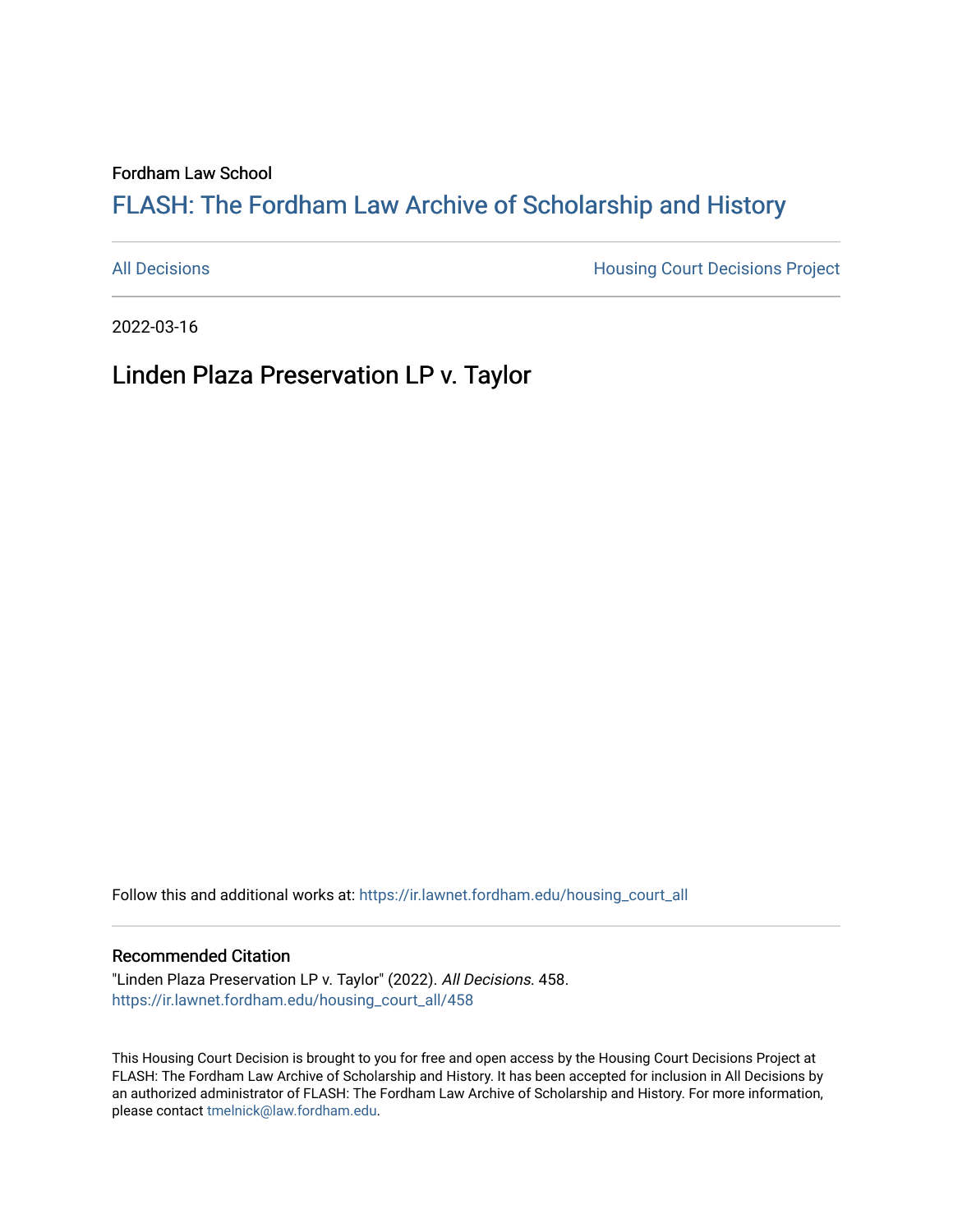Fordham Law School

# FLASH: The Fordham Law Archive of Scholarship and History

All Decisions | Housing Court Decisions Project

2022-03-16

## Linden Plaza Preservation LP v. Taylor

Follow this and additional works at: https://ir.lawnet.fordham.edu/housing_court_all

### Recommended Citation

"Linden Plaza Preservation LP v. Taylor" (2022). *All Decisions*. 458.
https://ir.lawnet.fordham.edu/housing_court_all/458

This Housing Court Decision is brought to you for free and open access by the Housing Court Decisions Project at FLASH: The Fordham Law Archive of Scholarship and History. It has been accepted for inclusion in All Decisions by an authorized administrator of FLASH: The Fordham Law Archive of Scholarship and History. For more information, please contact tmelnick@law.fordham.edu.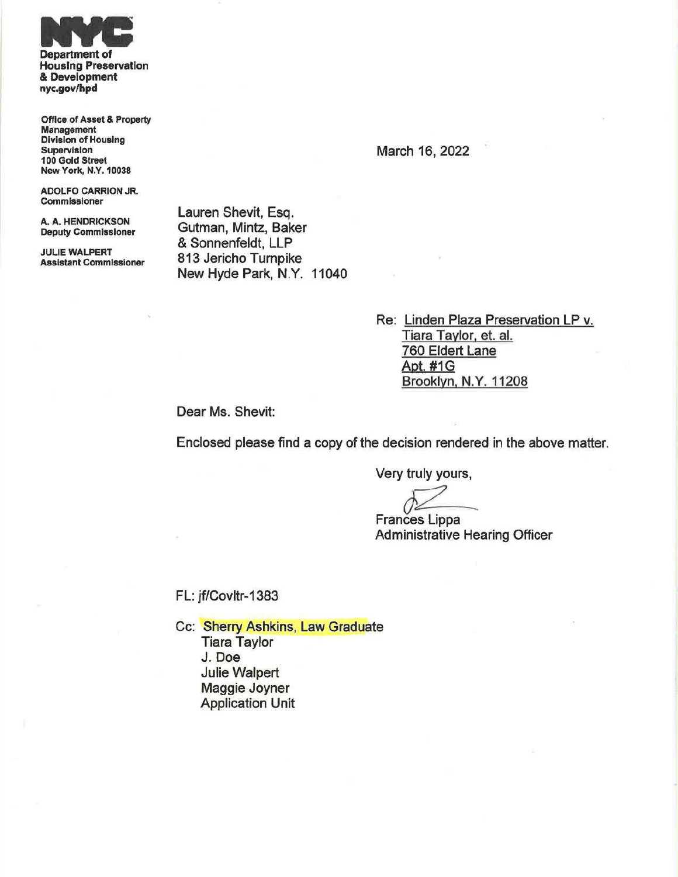**NYC**

**Department of Housing Preservation & Development**
**nyc.gov/hpd**

**Office of Asset & Property Management**
**Division of Housing Supervision**
**100 Gold Street**
**New York, N.Y. 10038**

**ADOLFO CARRION JR.**
**Commissioner**

**A. A. HENDRICKSON**
**Deputy Commissioner**

**JULIE WALPERT**
**Assistant Commissioner**

March 16, 2022

Lauren Shevit, Esq.
Gutman, Mintz, Baker
& Sonnenfeldt, LLP
813 Jericho Turnpike
New Hyde Park, N.Y. 11040

Re: Linden Plaza Preservation LP v.
Tiara Taylor, et. al.
760 Eldert Lane
Apt. #1G
Brooklyn, N.Y. 11208

Dear Ms. Shevit:

Enclosed please find a copy of the decision rendered in the above matter.

Very truly yours,

Frances Lippa
Administrative Hearing Officer

FL: jf/Covltr-1383

Cc: Sherry Ashkins, Law Graduate
Tiara Taylor
J. Doe
Julie Walpert
Maggie Joyner
Application Unit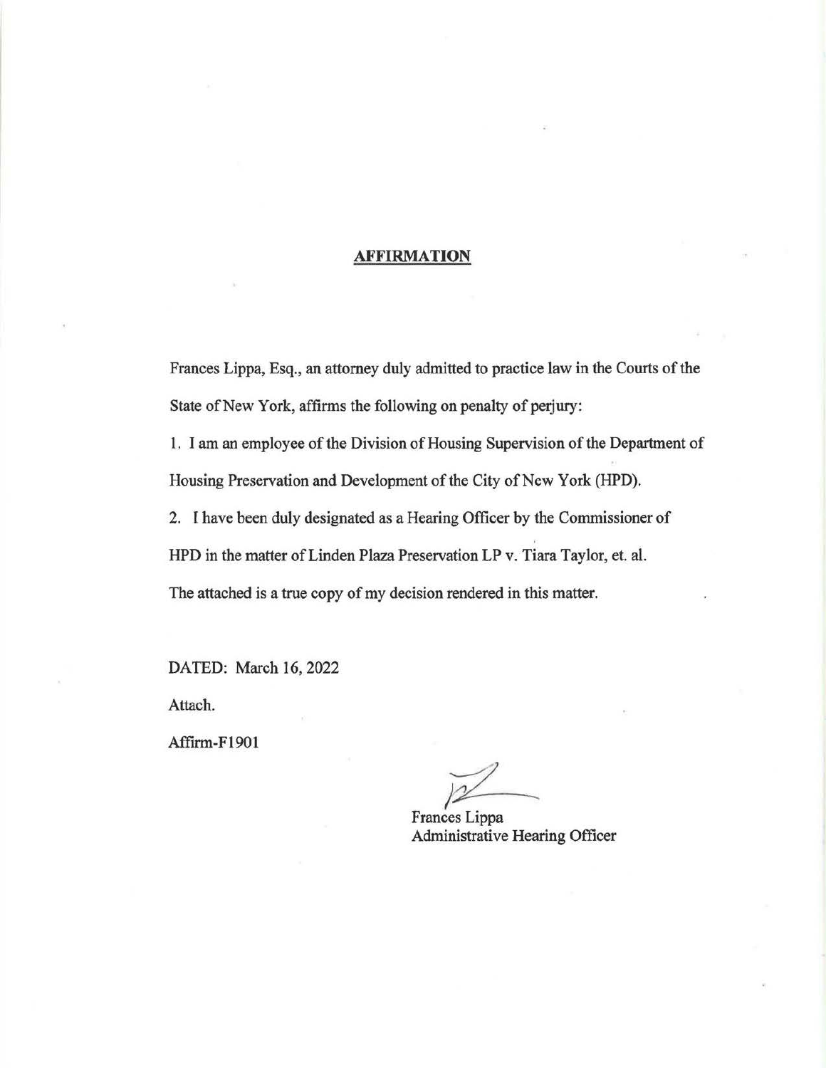## AFFIRMATION

Frances Lippa, Esq., an attorney duly admitted to practice law in the Courts of the State of New York, affirms the following on penalty of perjury:

1. I am an employee of the Division of Housing Supervision of the Department of Housing Preservation and Development of the City of New York (HPD).

2. I have been duly designated as a Hearing Officer by the Commissioner of HPD in the matter of Linden Plaza Preservation LP v. Tiara Taylor, et. al.

The attached is a true copy of my decision rendered in this matter.

DATED: March 16, 2022

Attach.

Affirm-F1901

Frances Lippa
Administrative Hearing Officer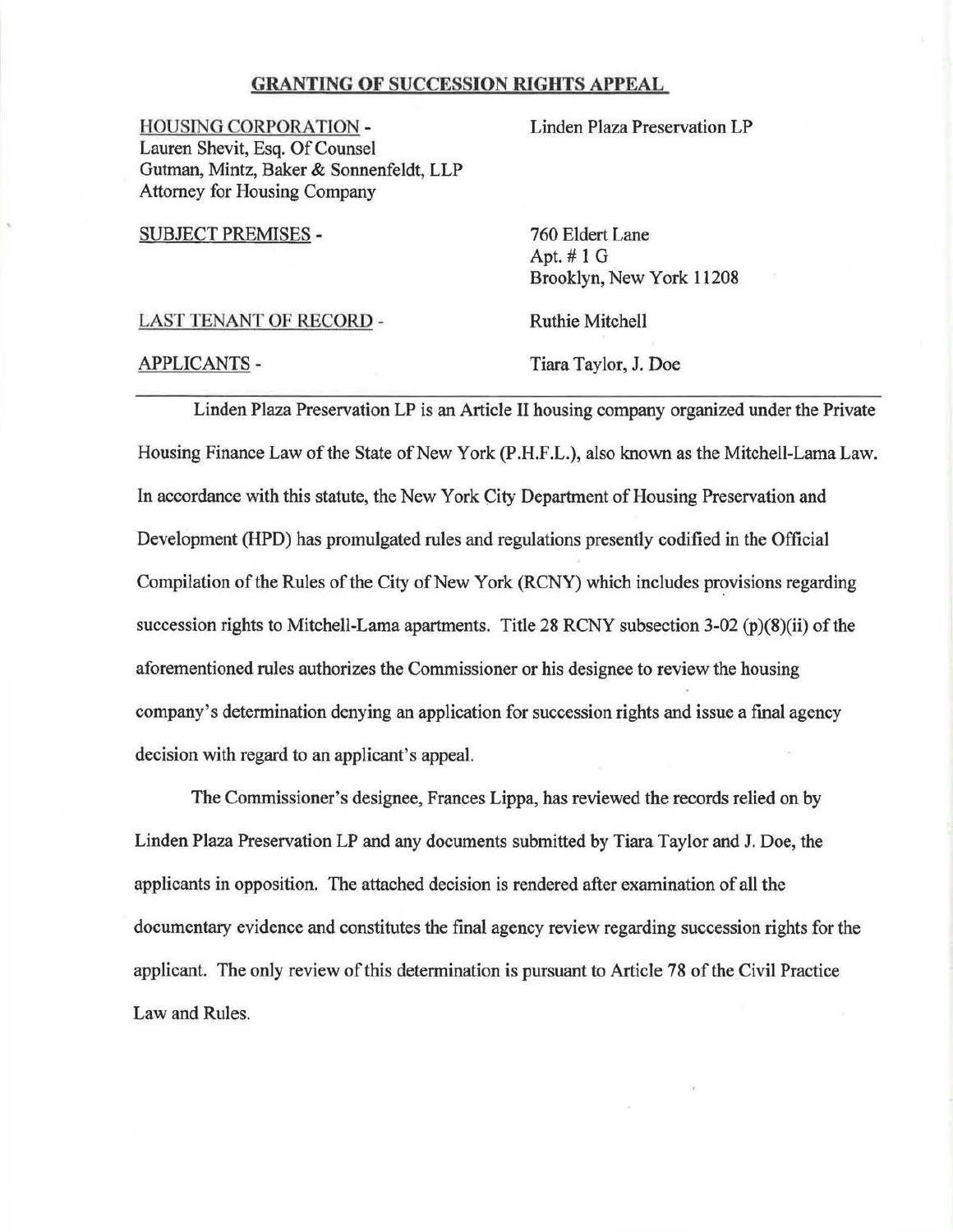## GRANTING OF SUCCESSION RIGHTS APPEAL

| | |
|---|---|
| HOUSING CORPORATION - Lauren Shevit, Esq. Of Counsel Gutman, Mintz, Baker & Sonnenfeldt, LLP Attorney for Housing Company | Linden Plaza Preservation LP |
| SUBJECT PREMISES - | 760 Eldert Lane Apt. # 1 G Brooklyn, New York 11208 |
| LAST TENANT OF RECORD - | Ruthie Mitchell |
| APPLICANTS - | Tiara Taylor, J. Doe |

---

Linden Plaza Preservation LP is an Article II housing company organized under the Private Housing Finance Law of the State of New York (P.H.F.L.), also known as the Mitchell-Lama Law. In accordance with this statute, the New York City Department of Housing Preservation and Development (HPD) has promulgated rules and regulations presently codified in the Official Compilation of the Rules of the City of New York (RCNY) which includes provisions regarding succession rights to Mitchell-Lama apartments. Title 28 RCNY subsection 3-02 (p)(8)(ii) of the aforementioned rules authorizes the Commissioner or his designee to review the housing company's determination denying an application for succession rights and issue a final agency decision with regard to an applicant's appeal.

The Commissioner's designee, Frances Lippa, has reviewed the records relied on by Linden Plaza Preservation LP and any documents submitted by Tiara Taylor and J. Doe, the applicants in opposition. The attached decision is rendered after examination of all the documentary evidence and constitutes the final agency review regarding succession rights for the applicant. The only review of this determination is pursuant to Article 78 of the Civil Practice Law and Rules.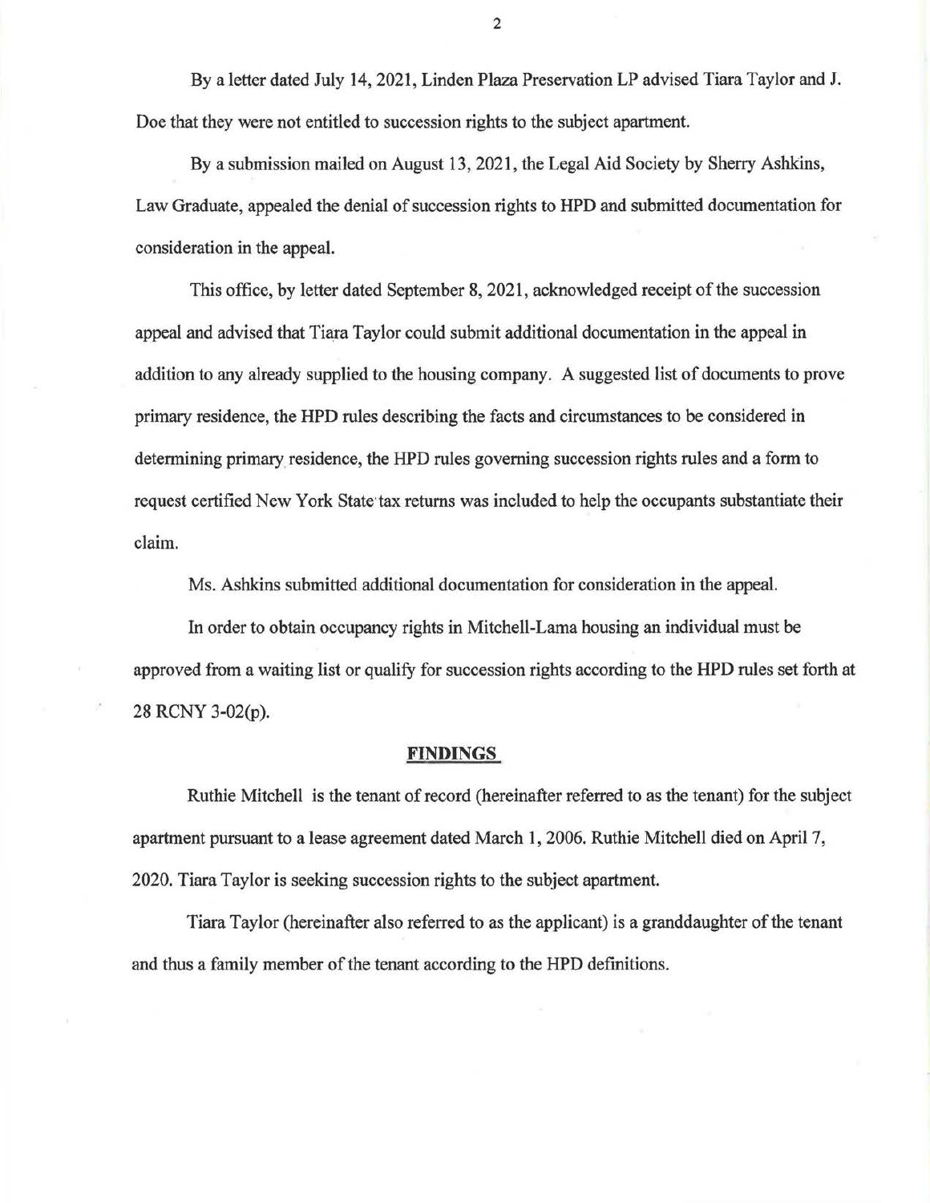By a letter dated July 14, 2021, Linden Plaza Preservation LP advised Tiara Taylor and J. Doe that they were not entitled to succession rights to the subject apartment.

By a submission mailed on August 13, 2021, the Legal Aid Society by Sherry Ashkins, Law Graduate, appealed the denial of succession rights to HPD and submitted documentation for consideration in the appeal.

This office, by letter dated September 8, 2021, acknowledged receipt of the succession appeal and advised that Tiara Taylor could submit additional documentation in the appeal in addition to any already supplied to the housing company. A suggested list of documents to prove primary residence, the HPD rules describing the facts and circumstances to be considered in determining primary residence, the HPD rules governing succession rights rules and a form to request certified New York State tax returns was included to help the occupants substantiate their claim.

Ms. Ashkins submitted additional documentation for consideration in the appeal.

In order to obtain occupancy rights in Mitchell-Lama housing an individual must be approved from a waiting list or qualify for succession rights according to the HPD rules set forth at 28 RCNY 3-02(p).

## FINDINGS

Ruthie Mitchell is the tenant of record (hereinafter referred to as the tenant) for the subject apartment pursuant to a lease agreement dated March 1, 2006. Ruthie Mitchell died on April 7, 2020. Tiara Taylor is seeking succession rights to the subject apartment.

Tiara Taylor (hereinafter also referred to as the applicant) is a granddaughter of the tenant and thus a family member of the tenant according to the HPD definitions.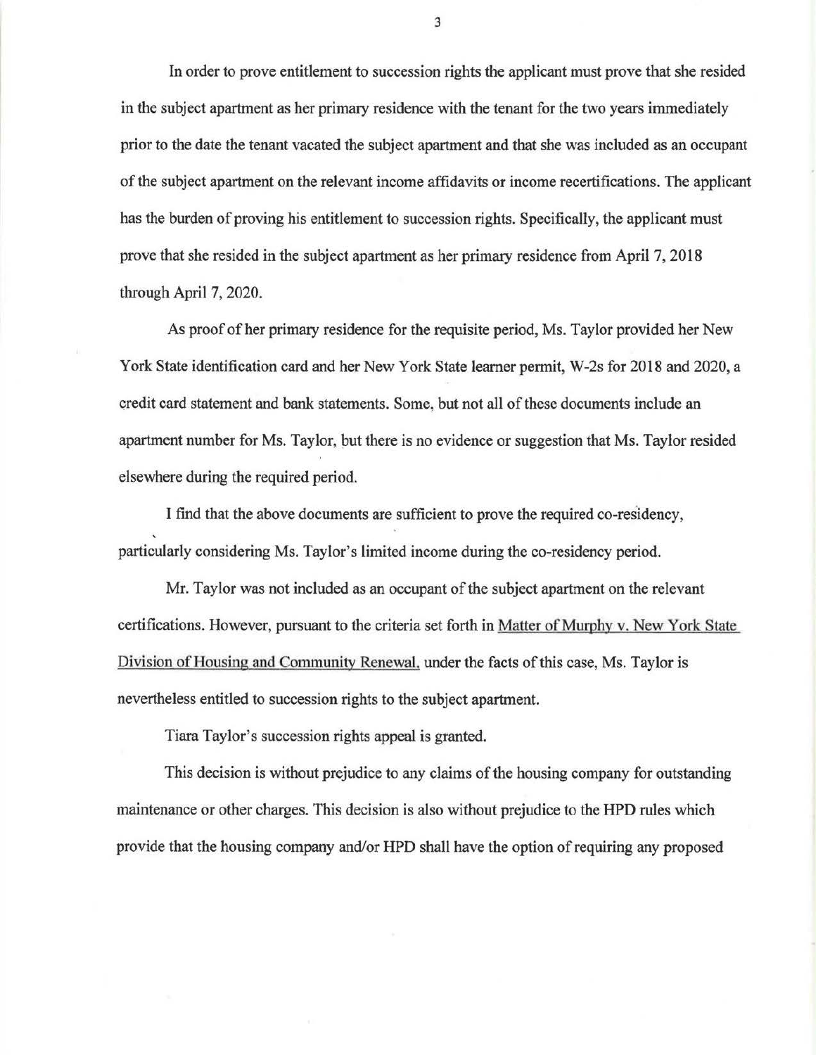In order to prove entitlement to succession rights the applicant must prove that she resided in the subject apartment as her primary residence with the tenant for the two years immediately prior to the date the tenant vacated the subject apartment and that she was included as an occupant of the subject apartment on the relevant income affidavits or income recertifications. The applicant has the burden of proving his entitlement to succession rights. Specifically, the applicant must prove that she resided in the subject apartment as her primary residence from April 7, 2018 through April 7, 2020.

As proof of her primary residence for the requisite period, Ms. Taylor provided her New York State identification card and her New York State learner permit, W-2s for 2018 and 2020, a credit card statement and bank statements. Some, but not all of these documents include an apartment number for Ms. Taylor, but there is no evidence or suggestion that Ms. Taylor resided elsewhere during the required period.

I find that the above documents are sufficient to prove the required co-residency, particularly considering Ms. Taylor's limited income during the co-residency period.

Mr. Taylor was not included as an occupant of the subject apartment on the relevant certifications. However, pursuant to the criteria set forth in Matter of Murphy v. New York State Division of Housing and Community Renewal, under the facts of this case, Ms. Taylor is nevertheless entitled to succession rights to the subject apartment.

Tiara Taylor's succession rights appeal is granted.

This decision is without prejudice to any claims of the housing company for outstanding maintenance or other charges. This decision is also without prejudice to the HPD rules which provide that the housing company and/or HPD shall have the option of requiring any proposed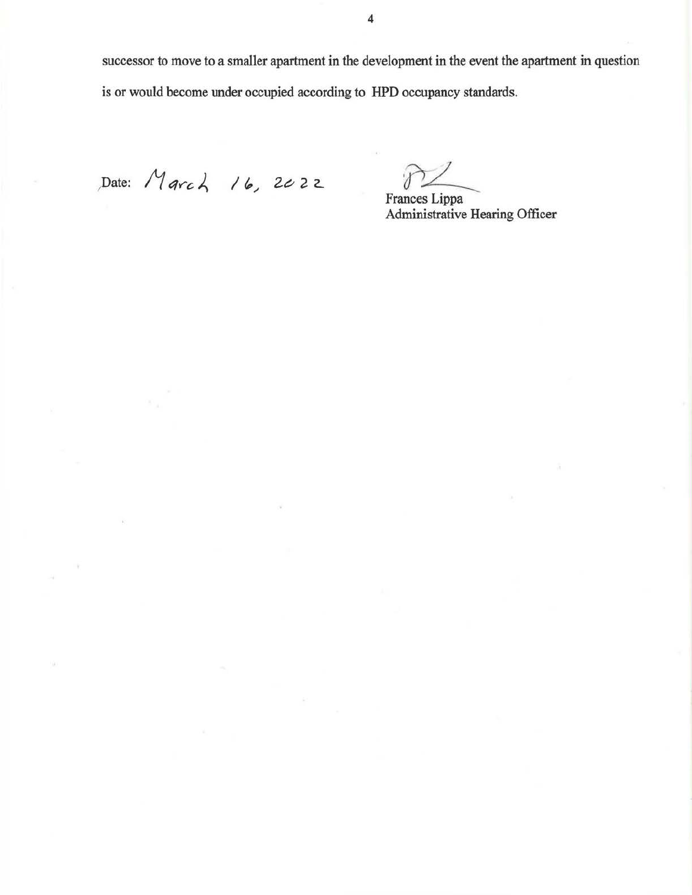successor to move to a smaller apartment in the development in the event the apartment in question is or would become under occupied according to HPD occupancy standards.

Date: March 16, 2022

Frances Lippa
Administrative Hearing Officer